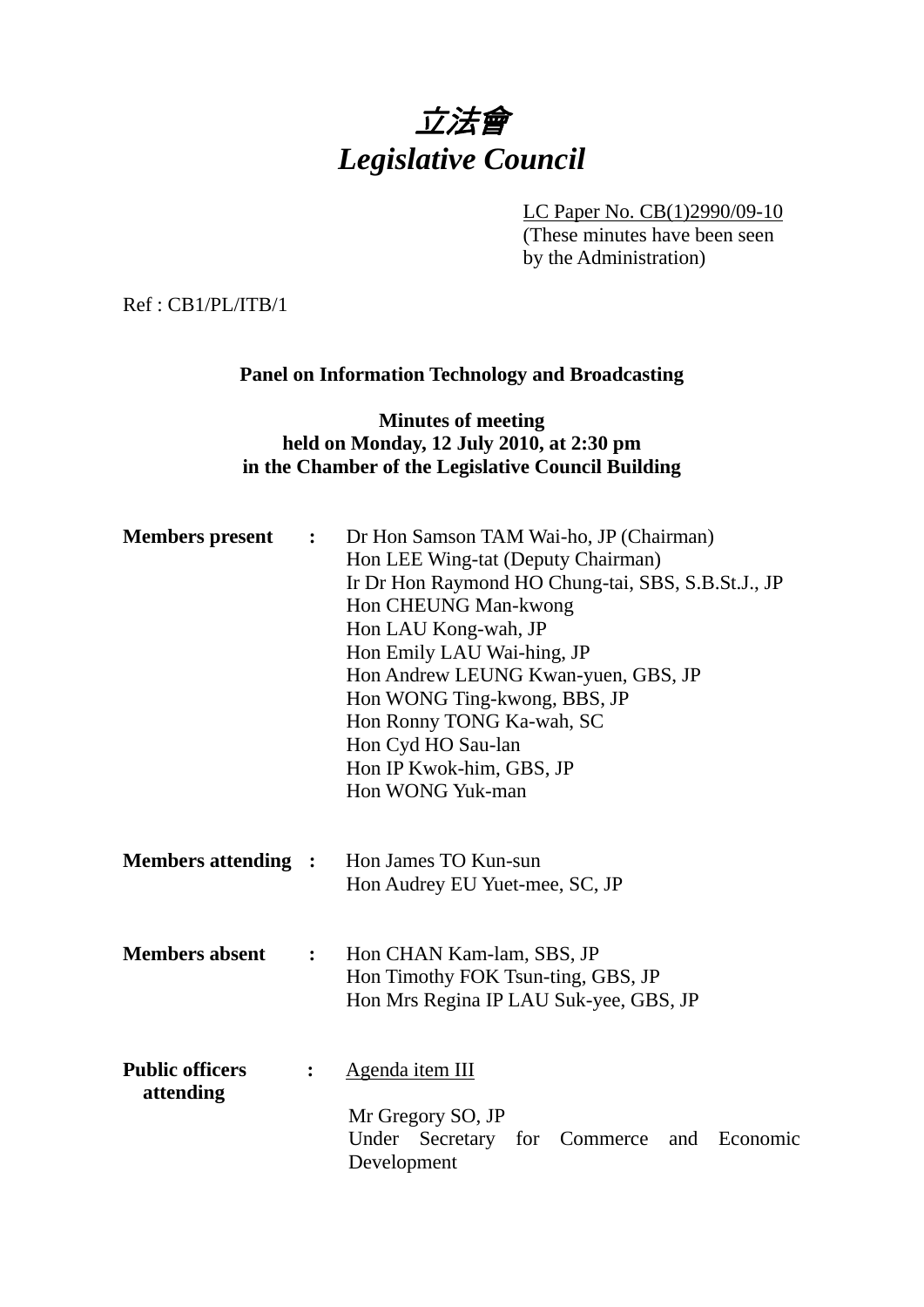# *立法會*
# *Legislative Council*

LC Paper No. CB(1)2990/09-10
(These minutes have been seen by the Administration)

Ref : CB1/PL/ITB/1

**Panel on Information Technology and Broadcasting**

**Minutes of meeting**
**held on Monday, 12 July 2010, at 2:30 pm**
**in the Chamber of the Legislative Council Building**

**Members present :**

Dr Hon Samson TAM Wai-ho, JP (Chairman)
Hon LEE Wing-tat (Deputy Chairman)
Ir Dr Hon Raymond HO Chung-tai, SBS, S.B.St.J., JP
Hon CHEUNG Man-kwong
Hon LAU Kong-wah, JP
Hon Emily LAU Wai-hing, JP
Hon Andrew LEUNG Kwan-yuen, GBS, JP
Hon WONG Ting-kwong, BBS, JP
Hon Ronny TONG Ka-wah, SC
Hon Cyd HO Sau-lan
Hon IP Kwok-him, GBS, JP
Hon WONG Yuk-man

**Members attending :**

Hon James TO Kun-sun
Hon Audrey EU Yuet-mee, SC, JP

**Members absent :**

Hon CHAN Kam-lam, SBS, JP
Hon Timothy FOK Tsun-ting, GBS, JP
Hon Mrs Regina IP LAU Suk-yee, GBS, JP

**Public officers attending :**

Agenda item III

Mr Gregory SO, JP
Under Secretary for Commerce and Economic Development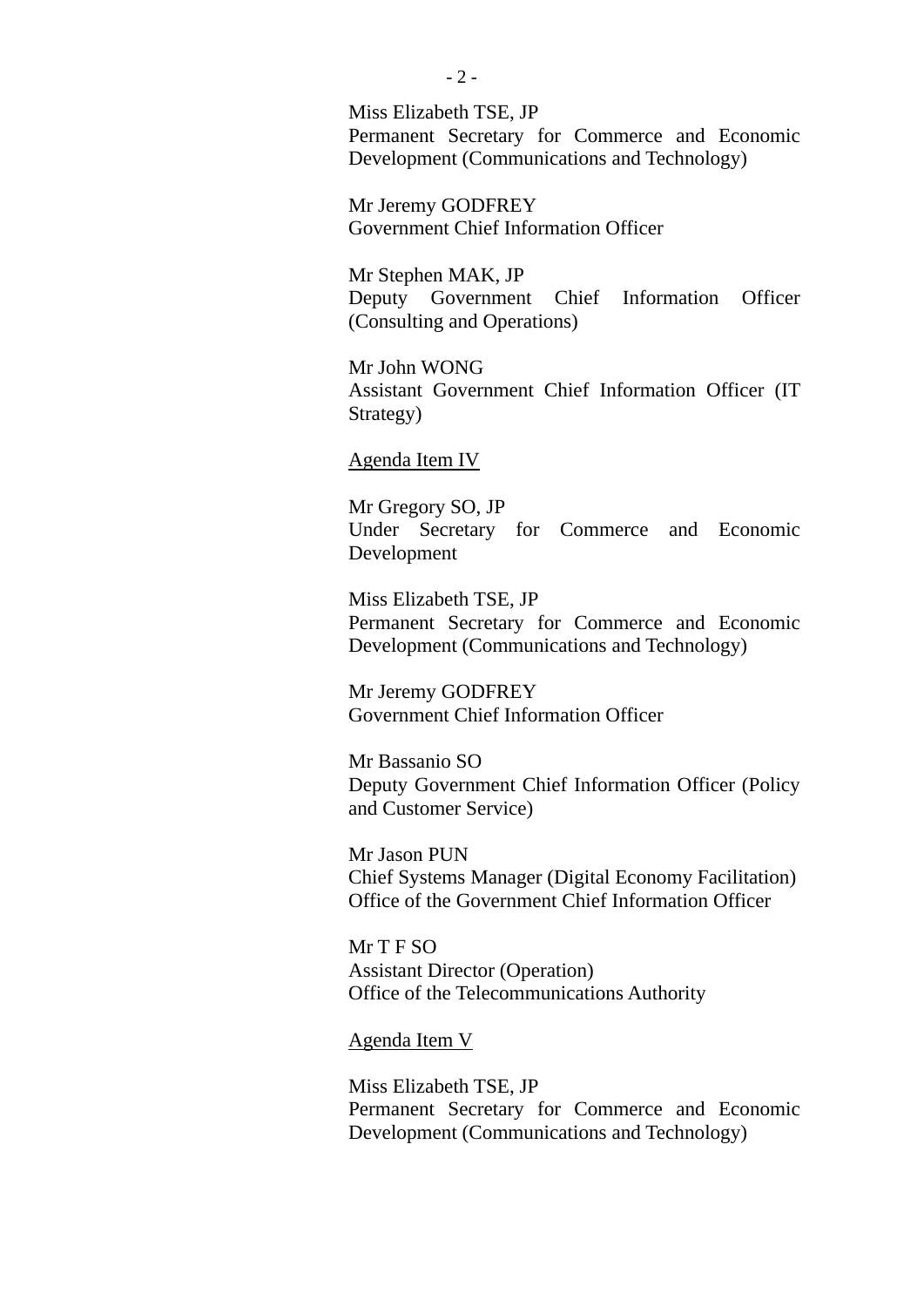Miss Elizabeth TSE, JP
Permanent Secretary for Commerce and Economic Development (Communications and Technology)

Mr Jeremy GODFREY
Government Chief Information Officer

Mr Stephen MAK, JP
Deputy Government Chief Information Officer (Consulting and Operations)

Mr John WONG
Assistant Government Chief Information Officer (IT Strategy)

<u>Agenda Item IV</u>

Mr Gregory SO, JP
Under Secretary for Commerce and Economic Development

Miss Elizabeth TSE, JP
Permanent Secretary for Commerce and Economic Development (Communications and Technology)

Mr Jeremy GODFREY
Government Chief Information Officer

Mr Bassanio SO
Deputy Government Chief Information Officer (Policy and Customer Service)

Mr Jason PUN
Chief Systems Manager (Digital Economy Facilitation)
Office of the Government Chief Information Officer

Mr T F SO
Assistant Director (Operation)
Office of the Telecommunications Authority

<u>Agenda Item V</u>

Miss Elizabeth TSE, JP
Permanent Secretary for Commerce and Economic Development (Communications and Technology)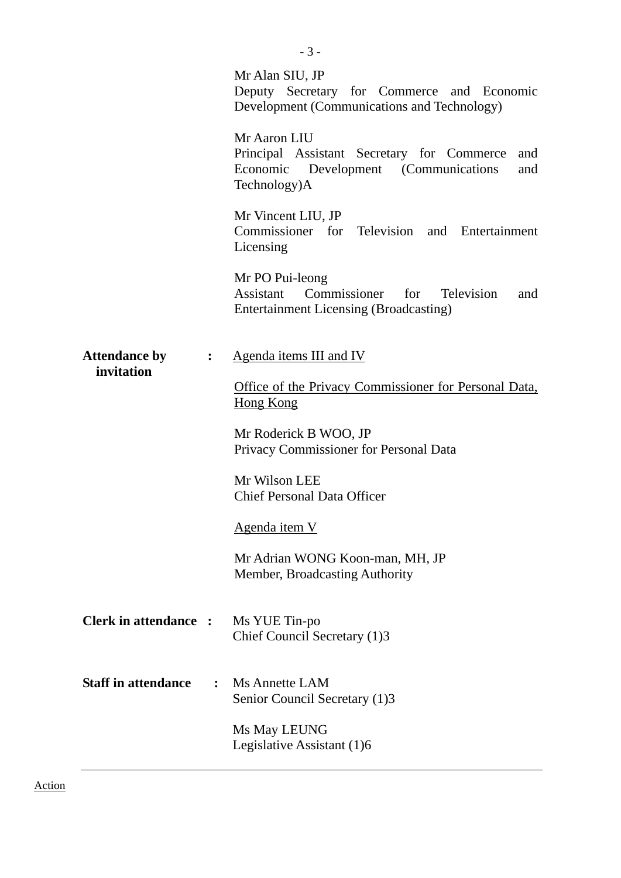Mr Alan SIU, JP
Deputy Secretary for Commerce and Economic Development (Communications and Technology)

Mr Aaron LIU
Principal Assistant Secretary for Commerce and Economic Development (Communications and Technology)A

Mr Vincent LIU, JP
Commissioner for Television and Entertainment Licensing

Mr PO Pui-leong
Assistant Commissioner for Television and Entertainment Licensing (Broadcasting)

**Attendance by invitation** : Agenda items III and IV

Office of the Privacy Commissioner for Personal Data, Hong Kong

Mr Roderick B WOO, JP
Privacy Commissioner for Personal Data

Mr Wilson LEE
Chief Personal Data Officer

Agenda item V

Mr Adrian WONG Koon-man, MH, JP
Member, Broadcasting Authority

**Clerk in attendance** : Ms YUE Tin-po
Chief Council Secretary (1)3

**Staff in attendance** : Ms Annette LAM
Senior Council Secretary (1)3

Ms May LEUNG
Legislative Assistant (1)6

---

Action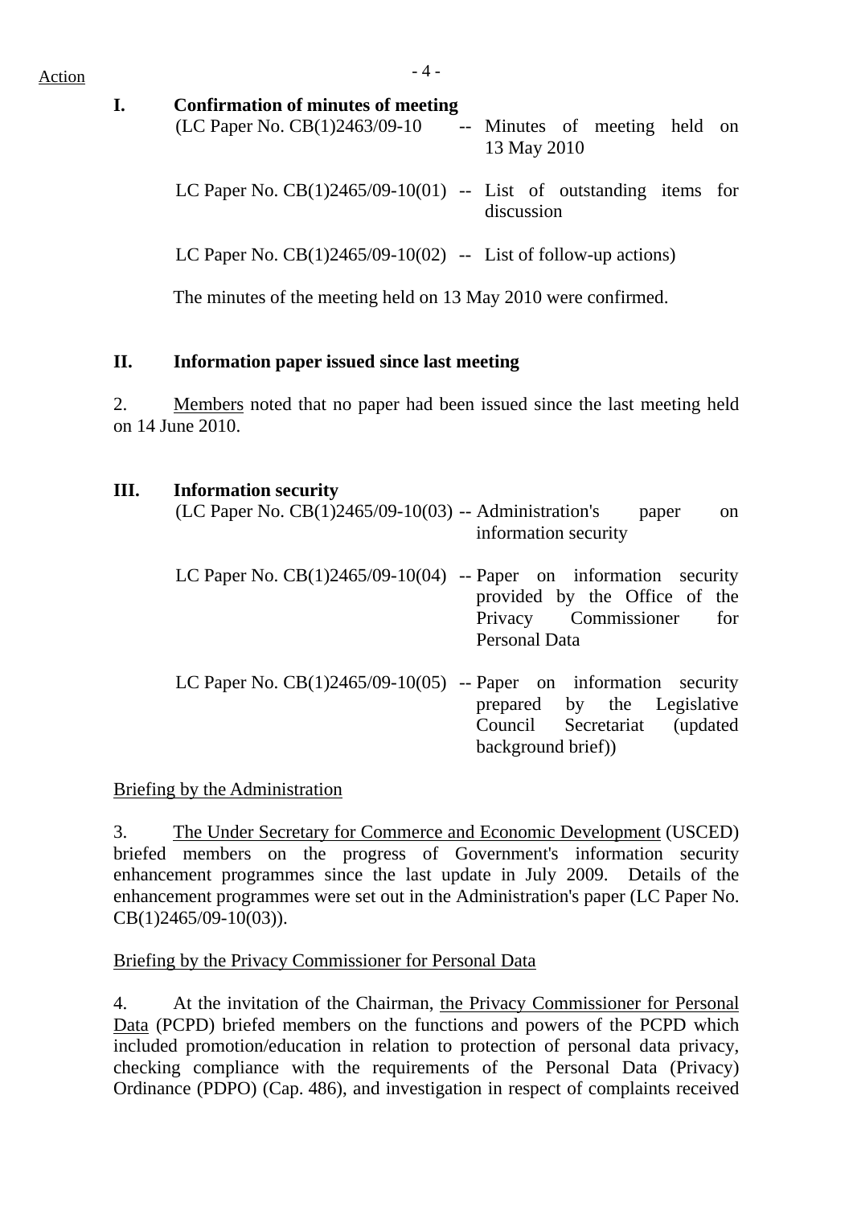Action

**I. Confirmation of minutes of meeting**

(LC Paper No. CB(1)2463/09-10 -- Minutes of meeting held on 13 May 2010

LC Paper No. CB(1)2465/09-10(01) -- List of outstanding items for discussion

LC Paper No. CB(1)2465/09-10(02) -- List of follow-up actions)

The minutes of the meeting held on 13 May 2010 were confirmed.

**II. Information paper issued since last meeting**

2. Members noted that no paper had been issued since the last meeting held on 14 June 2010.

**III. Information security**

(LC Paper No. CB(1)2465/09-10(03) -- Administration's paper on information security

LC Paper No. CB(1)2465/09-10(04) -- Paper on information security provided by the Office of the Privacy Commissioner for Personal Data

LC Paper No. CB(1)2465/09-10(05) -- Paper on information security prepared by the Legislative Council Secretariat (updated background brief))

Briefing by the Administration

3. The Under Secretary for Commerce and Economic Development (USCED) briefed members on the progress of Government's information security enhancement programmes since the last update in July 2009. Details of the enhancement programmes were set out in the Administration's paper (LC Paper No. CB(1)2465/09-10(03)).

Briefing by the Privacy Commissioner for Personal Data

4. At the invitation of the Chairman, the Privacy Commissioner for Personal Data (PCPD) briefed members on the functions and powers of the PCPD which included promotion/education in relation to protection of personal data privacy, checking compliance with the requirements of the Personal Data (Privacy) Ordinance (PDPO) (Cap. 486), and investigation in respect of complaints received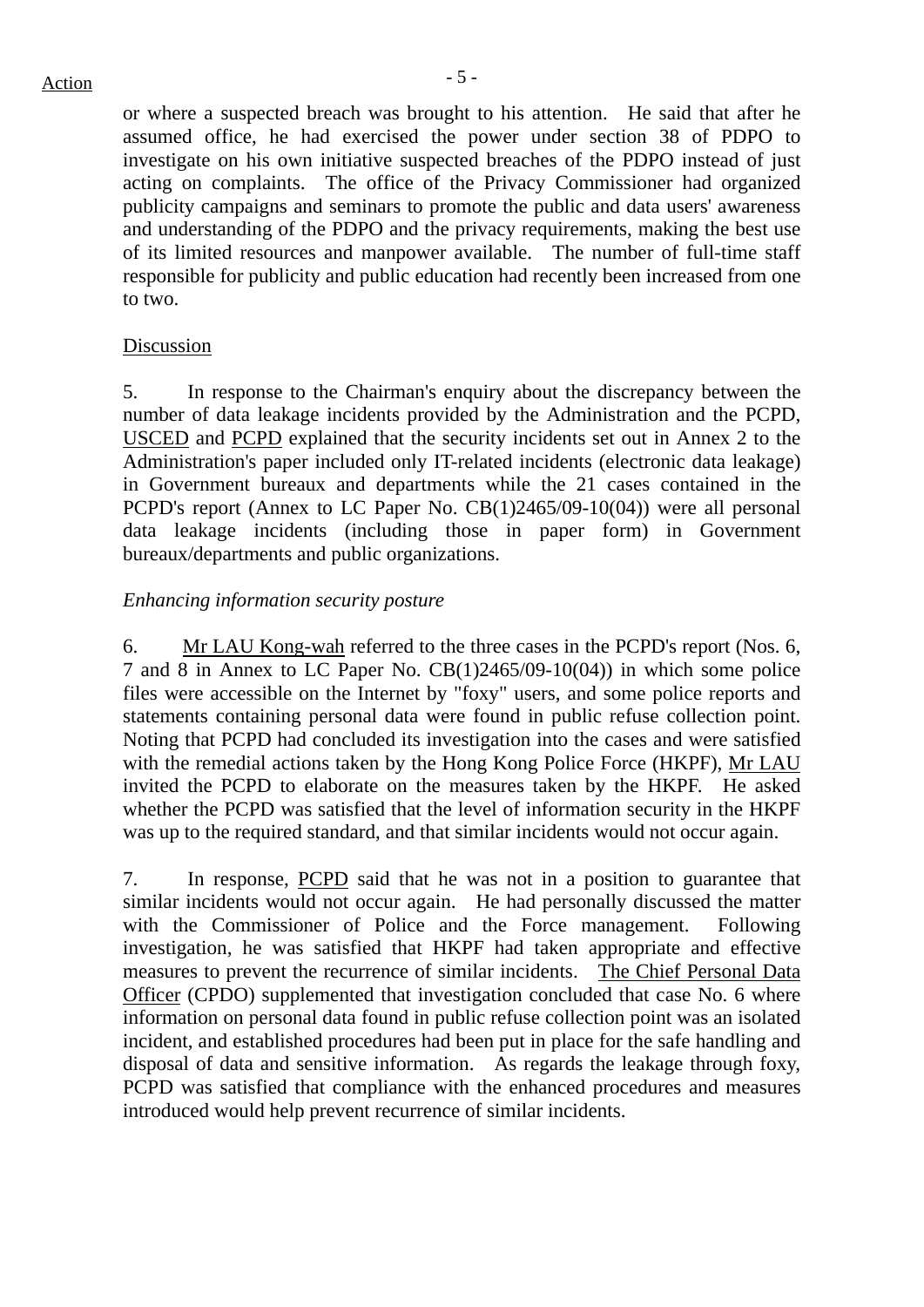Action

or where a suspected breach was brought to his attention. He said that after he assumed office, he had exercised the power under section 38 of PDPO to investigate on his own initiative suspected breaches of the PDPO instead of just acting on complaints. The office of the Privacy Commissioner had organized publicity campaigns and seminars to promote the public and data users' awareness and understanding of the PDPO and the privacy requirements, making the best use of its limited resources and manpower available. The number of full-time staff responsible for publicity and public education had recently been increased from one to two.

Discussion

5. In response to the Chairman's enquiry about the discrepancy between the number of data leakage incidents provided by the Administration and the PCPD, USCED and PCPD explained that the security incidents set out in Annex 2 to the Administration's paper included only IT-related incidents (electronic data leakage) in Government bureaux and departments while the 21 cases contained in the PCPD's report (Annex to LC Paper No. CB(1)2465/09-10(04)) were all personal data leakage incidents (including those in paper form) in Government bureaux/departments and public organizations.

*Enhancing information security posture*

6. Mr LAU Kong-wah referred to the three cases in the PCPD's report (Nos. 6, 7 and 8 in Annex to LC Paper No. CB(1)2465/09-10(04)) in which some police files were accessible on the Internet by "foxy" users, and some police reports and statements containing personal data were found in public refuse collection point. Noting that PCPD had concluded its investigation into the cases and were satisfied with the remedial actions taken by the Hong Kong Police Force (HKPF), Mr LAU invited the PCPD to elaborate on the measures taken by the HKPF. He asked whether the PCPD was satisfied that the level of information security in the HKPF was up to the required standard, and that similar incidents would not occur again.

7. In response, PCPD said that he was not in a position to guarantee that similar incidents would not occur again. He had personally discussed the matter with the Commissioner of Police and the Force management. Following investigation, he was satisfied that HKPF had taken appropriate and effective measures to prevent the recurrence of similar incidents. The Chief Personal Data Officer (CPDO) supplemented that investigation concluded that case No. 6 where information on personal data found in public refuse collection point was an isolated incident, and established procedures had been put in place for the safe handling and disposal of data and sensitive information. As regards the leakage through foxy, PCPD was satisfied that compliance with the enhanced procedures and measures introduced would help prevent recurrence of similar incidents.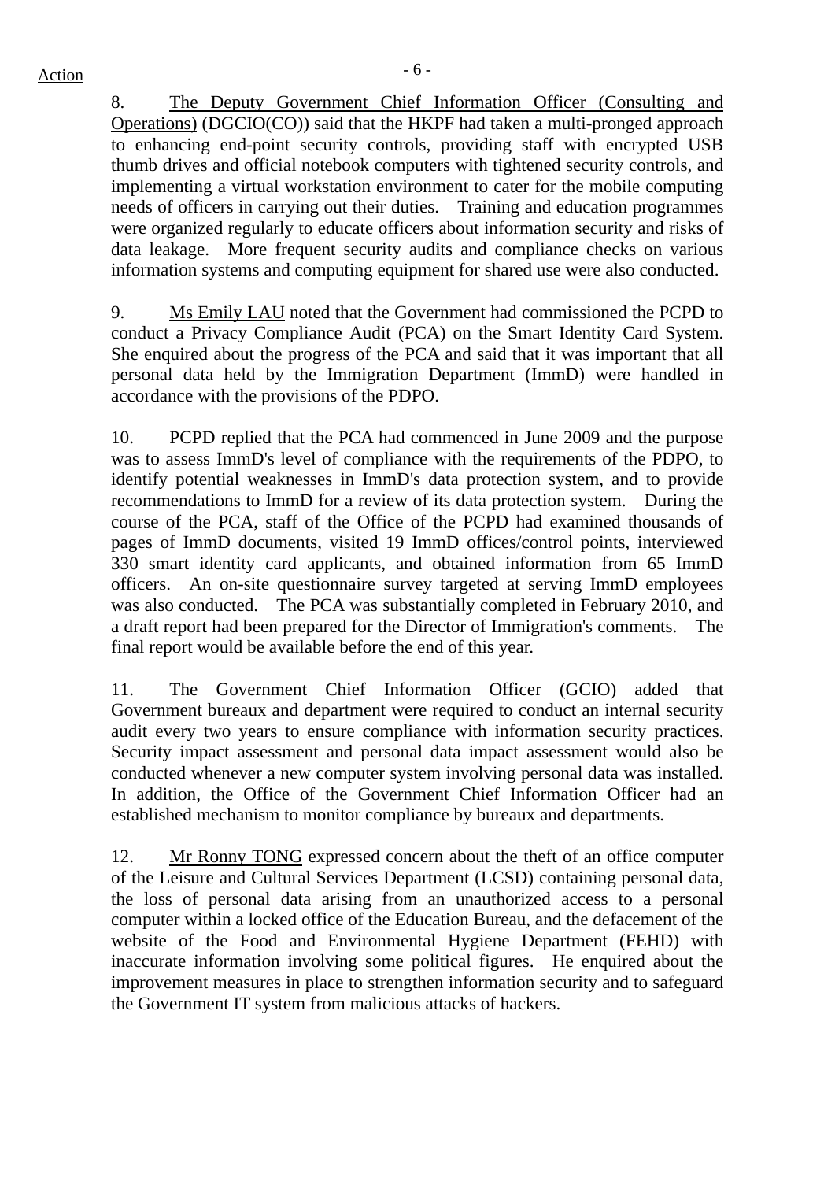Action

8. The Deputy Government Chief Information Officer (Consulting and Operations) (DGCIO(CO)) said that the HKPF had taken a multi-pronged approach to enhancing end-point security controls, providing staff with encrypted USB thumb drives and official notebook computers with tightened security controls, and implementing a virtual workstation environment to cater for the mobile computing needs of officers in carrying out their duties. Training and education programmes were organized regularly to educate officers about information security and risks of data leakage. More frequent security audits and compliance checks on various information systems and computing equipment for shared use were also conducted.

9. Ms Emily LAU noted that the Government had commissioned the PCPD to conduct a Privacy Compliance Audit (PCA) on the Smart Identity Card System. She enquired about the progress of the PCA and said that it was important that all personal data held by the Immigration Department (ImmD) were handled in accordance with the provisions of the PDPO.

10. PCPD replied that the PCA had commenced in June 2009 and the purpose was to assess ImmD's level of compliance with the requirements of the PDPO, to identify potential weaknesses in ImmD's data protection system, and to provide recommendations to ImmD for a review of its data protection system. During the course of the PCA, staff of the Office of the PCPD had examined thousands of pages of ImmD documents, visited 19 ImmD offices/control points, interviewed 330 smart identity card applicants, and obtained information from 65 ImmD officers. An on-site questionnaire survey targeted at serving ImmD employees was also conducted. The PCA was substantially completed in February 2010, and a draft report had been prepared for the Director of Immigration's comments. The final report would be available before the end of this year.

11. The Government Chief Information Officer (GCIO) added that Government bureaux and department were required to conduct an internal security audit every two years to ensure compliance with information security practices. Security impact assessment and personal data impact assessment would also be conducted whenever a new computer system involving personal data was installed. In addition, the Office of the Government Chief Information Officer had an established mechanism to monitor compliance by bureaux and departments.

12. Mr Ronny TONG expressed concern about the theft of an office computer of the Leisure and Cultural Services Department (LCSD) containing personal data, the loss of personal data arising from an unauthorized access to a personal computer within a locked office of the Education Bureau, and the defacement of the website of the Food and Environmental Hygiene Department (FEHD) with inaccurate information involving some political figures. He enquired about the improvement measures in place to strengthen information security and to safeguard the Government IT system from malicious attacks of hackers.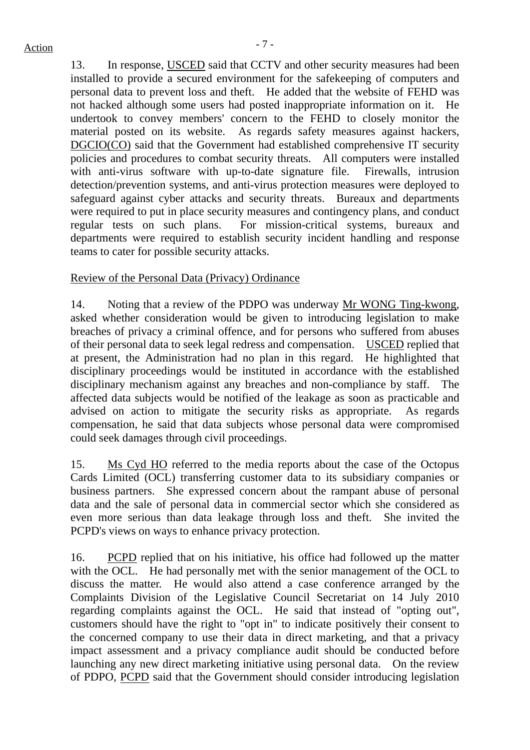13. In response, USCED said that CCTV and other security measures had been installed to provide a secured environment for the safekeeping of computers and personal data to prevent loss and theft. He added that the website of FEHD was not hacked although some users had posted inappropriate information on it. He undertook to convey members' concern to the FEHD to closely monitor the material posted on its website. As regards safety measures against hackers, DGCIO(CO) said that the Government had established comprehensive IT security policies and procedures to combat security threats. All computers were installed with anti-virus software with up-to-date signature file. Firewalls, intrusion detection/prevention systems, and anti-virus protection measures were deployed to safeguard against cyber attacks and security threats. Bureaux and departments were required to put in place security measures and contingency plans, and conduct regular tests on such plans. For mission-critical systems, bureaux and departments were required to establish security incident handling and response teams to cater for possible security attacks.

Review of the Personal Data (Privacy) Ordinance

14. Noting that a review of the PDPO was underway Mr WONG Ting-kwong, asked whether consideration would be given to introducing legislation to make breaches of privacy a criminal offence, and for persons who suffered from abuses of their personal data to seek legal redress and compensation. USCED replied that at present, the Administration had no plan in this regard. He highlighted that disciplinary proceedings would be instituted in accordance with the established disciplinary mechanism against any breaches and non-compliance by staff. The affected data subjects would be notified of the leakage as soon as practicable and advised on action to mitigate the security risks as appropriate. As regards compensation, he said that data subjects whose personal data were compromised could seek damages through civil proceedings.

15. Ms Cyd HO referred to the media reports about the case of the Octopus Cards Limited (OCL) transferring customer data to its subsidiary companies or business partners. She expressed concern about the rampant abuse of personal data and the sale of personal data in commercial sector which she considered as even more serious than data leakage through loss and theft. She invited the PCPD's views on ways to enhance privacy protection.

16. PCPD replied that on his initiative, his office had followed up the matter with the OCL. He had personally met with the senior management of the OCL to discuss the matter. He would also attend a case conference arranged by the Complaints Division of the Legislative Council Secretariat on 14 July 2010 regarding complaints against the OCL. He said that instead of "opting out", customers should have the right to "opt in" to indicate positively their consent to the concerned company to use their data in direct marketing, and that a privacy impact assessment and a privacy compliance audit should be conducted before launching any new direct marketing initiative using personal data. On the review of PDPO, PCPD said that the Government should consider introducing legislation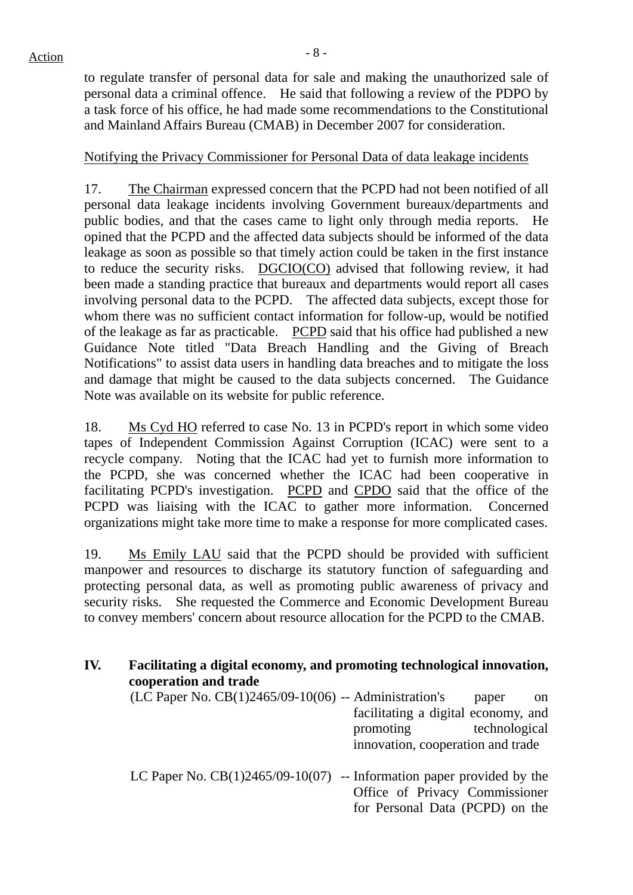to regulate transfer of personal data for sale and making the unauthorized sale of personal data a criminal offence. He said that following a review of the PDPO by a task force of his office, he had made some recommendations to the Constitutional and Mainland Affairs Bureau (CMAB) in December 2007 for consideration.

Notifying the Privacy Commissioner for Personal Data of data leakage incidents

17. The Chairman expressed concern that the PCPD had not been notified of all personal data leakage incidents involving Government bureaux/departments and public bodies, and that the cases came to light only through media reports. He opined that the PCPD and the affected data subjects should be informed of the data leakage as soon as possible so that timely action could be taken in the first instance to reduce the security risks. DGCIO(CO) advised that following review, it had been made a standing practice that bureaux and departments would report all cases involving personal data to the PCPD. The affected data subjects, except those for whom there was no sufficient contact information for follow-up, would be notified of the leakage as far as practicable. PCPD said that his office had published a new Guidance Note titled "Data Breach Handling and the Giving of Breach Notifications" to assist data users in handling data breaches and to mitigate the loss and damage that might be caused to the data subjects concerned. The Guidance Note was available on its website for public reference.

18. Ms Cyd HO referred to case No. 13 in PCPD's report in which some video tapes of Independent Commission Against Corruption (ICAC) were sent to a recycle company. Noting that the ICAC had yet to furnish more information to the PCPD, she was concerned whether the ICAC had been cooperative in facilitating PCPD's investigation. PCPD and CPDO said that the office of the PCPD was liaising with the ICAC to gather more information. Concerned organizations might take more time to make a response for more complicated cases.

19. Ms Emily LAU said that the PCPD should be provided with sufficient manpower and resources to discharge its statutory function of safeguarding and protecting personal data, as well as promoting public awareness of privacy and security risks. She requested the Commerce and Economic Development Bureau to convey members' concern about resource allocation for the PCPD to the CMAB.

## IV. Facilitating a digital economy, and promoting technological innovation, cooperation and trade

(LC Paper No. CB(1)2465/09-10(06) -- Administration's paper on facilitating a digital economy, and promoting technological innovation, cooperation and trade

LC Paper No. CB(1)2465/09-10(07) -- Information paper provided by the Office of Privacy Commissioner for Personal Data (PCPD) on the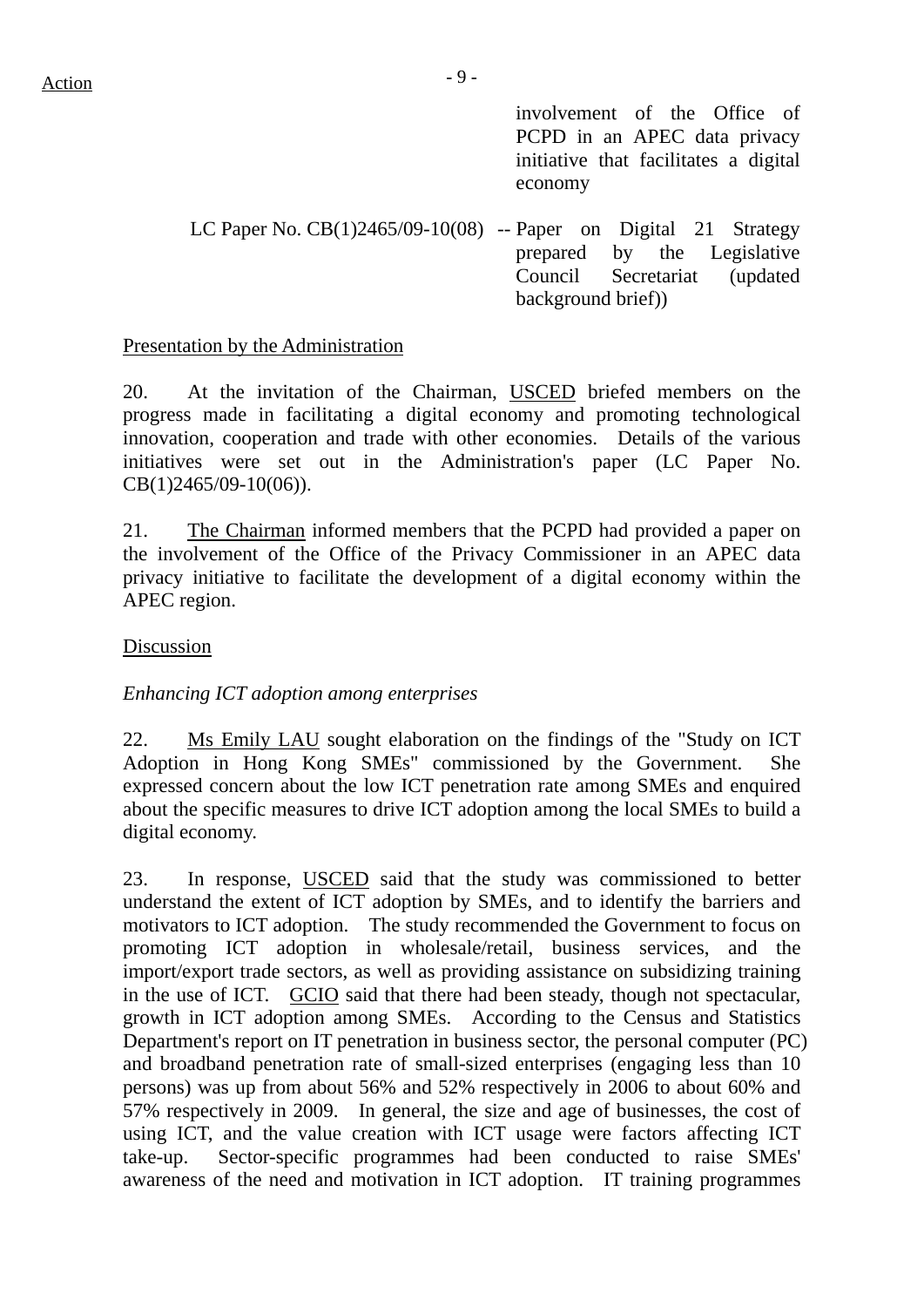involvement of the Office of PCPD in an APEC data privacy initiative that facilitates a digital economy

LC Paper No. CB(1)2465/09-10(08) -- Paper on Digital 21 Strategy prepared by the Legislative Council Secretariat (updated background brief))

Presentation by the Administration

20. At the invitation of the Chairman, USCED briefed members on the progress made in facilitating a digital economy and promoting technological innovation, cooperation and trade with other economies. Details of the various initiatives were set out in the Administration's paper (LC Paper No. CB(1)2465/09-10(06)).

21. The Chairman informed members that the PCPD had provided a paper on the involvement of the Office of the Privacy Commissioner in an APEC data privacy initiative to facilitate the development of a digital economy within the APEC region.

Discussion

*Enhancing ICT adoption among enterprises*

22. Ms Emily LAU sought elaboration on the findings of the "Study on ICT Adoption in Hong Kong SMEs" commissioned by the Government. She expressed concern about the low ICT penetration rate among SMEs and enquired about the specific measures to drive ICT adoption among the local SMEs to build a digital economy.

23. In response, USCED said that the study was commissioned to better understand the extent of ICT adoption by SMEs, and to identify the barriers and motivators to ICT adoption. The study recommended the Government to focus on promoting ICT adoption in wholesale/retail, business services, and the import/export trade sectors, as well as providing assistance on subsidizing training in the use of ICT. GCIO said that there had been steady, though not spectacular, growth in ICT adoption among SMEs. According to the Census and Statistics Department's report on IT penetration in business sector, the personal computer (PC) and broadband penetration rate of small-sized enterprises (engaging less than 10 persons) was up from about 56% and 52% respectively in 2006 to about 60% and 57% respectively in 2009. In general, the size and age of businesses, the cost of using ICT, and the value creation with ICT usage were factors affecting ICT take-up. Sector-specific programmes had been conducted to raise SMEs' awareness of the need and motivation in ICT adoption. IT training programmes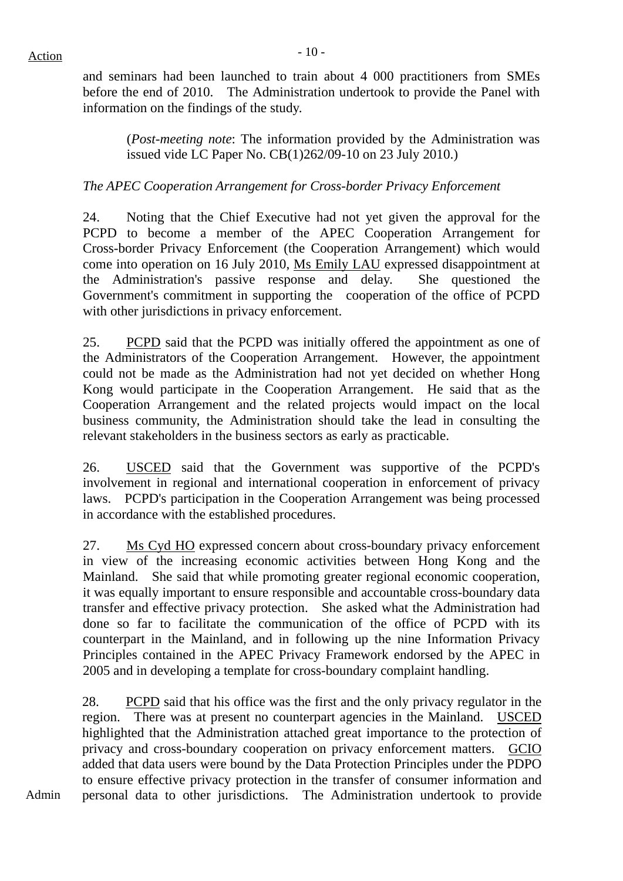Action

and seminars had been launched to train about 4 000 practitioners from SMEs before the end of 2010. The Administration undertook to provide the Panel with information on the findings of the study.

> (*Post-meeting note*: The information provided by the Administration was issued vide LC Paper No. CB(1)262/09-10 on 23 July 2010.)

*The APEC Cooperation Arrangement for Cross-border Privacy Enforcement*

24. Noting that the Chief Executive had not yet given the approval for the PCPD to become a member of the APEC Cooperation Arrangement for Cross-border Privacy Enforcement (the Cooperation Arrangement) which would come into operation on 16 July 2010, Ms Emily LAU expressed disappointment at the Administration's passive response and delay. She questioned the Government's commitment in supporting the cooperation of the office of PCPD with other jurisdictions in privacy enforcement.

25. PCPD said that the PCPD was initially offered the appointment as one of the Administrators of the Cooperation Arrangement. However, the appointment could not be made as the Administration had not yet decided on whether Hong Kong would participate in the Cooperation Arrangement. He said that as the Cooperation Arrangement and the related projects would impact on the local business community, the Administration should take the lead in consulting the relevant stakeholders in the business sectors as early as practicable.

26. USCED said that the Government was supportive of the PCPD's involvement in regional and international cooperation in enforcement of privacy laws. PCPD's participation in the Cooperation Arrangement was being processed in accordance with the established procedures.

27. Ms Cyd HO expressed concern about cross-boundary privacy enforcement in view of the increasing economic activities between Hong Kong and the Mainland. She said that while promoting greater regional economic cooperation, it was equally important to ensure responsible and accountable cross-boundary data transfer and effective privacy protection. She asked what the Administration had done so far to facilitate the communication of the office of PCPD with its counterpart in the Mainland, and in following up the nine Information Privacy Principles contained in the APEC Privacy Framework endorsed by the APEC in 2005 and in developing a template for cross-boundary complaint handling.

28. PCPD said that his office was the first and the only privacy regulator in the region. There was at present no counterpart agencies in the Mainland. USCED highlighted that the Administration attached great importance to the protection of privacy and cross-boundary cooperation on privacy enforcement matters. GCIO added that data users were bound by the Data Protection Principles under the PDPO to ensure effective privacy protection in the transfer of consumer information and personal data to other jurisdictions. The Administration undertook to provide

Admin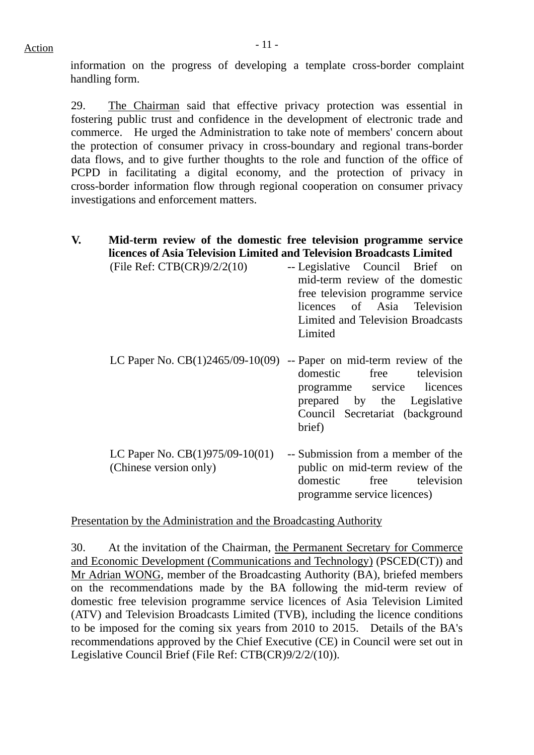Action

information on the progress of developing a template cross-border complaint handling form.

29. The Chairman said that effective privacy protection was essential in fostering public trust and confidence in the development of electronic trade and commerce. He urged the Administration to take note of members' concern about the protection of consumer privacy in cross-boundary and regional trans-border data flows, and to give further thoughts to the role and function of the office of PCPD in facilitating a digital economy, and the protection of privacy in cross-border information flow through regional cooperation on consumer privacy investigations and enforcement matters.

## V. Mid-term review of the domestic free television programme service licences of Asia Television Limited and Television Broadcasts Limited

(File Ref: CTB(CR)9/2/2(10)) -- Legislative Council Brief on mid-term review of the domestic free television programme service licences of Asia Television Limited and Television Broadcasts Limited

LC Paper No. CB(1)2465/09-10(09) -- Paper on mid-term review of the domestic free television programme service licences prepared by the Legislative Council Secretariat (background brief)

LC Paper No. CB(1)975/09-10(01) (Chinese version only) -- Submission from a member of the public on mid-term review of the domestic free television programme service licences)

Presentation by the Administration and the Broadcasting Authority

30. At the invitation of the Chairman, the Permanent Secretary for Commerce and Economic Development (Communications and Technology) (PSCED(CT)) and Mr Adrian WONG, member of the Broadcasting Authority (BA), briefed members on the recommendations made by the BA following the mid-term review of domestic free television programme service licences of Asia Television Limited (ATV) and Television Broadcasts Limited (TVB), including the licence conditions to be imposed for the coming six years from 2010 to 2015. Details of the BA's recommendations approved by the Chief Executive (CE) in Council were set out in Legislative Council Brief (File Ref: CTB(CR)9/2/2/(10)).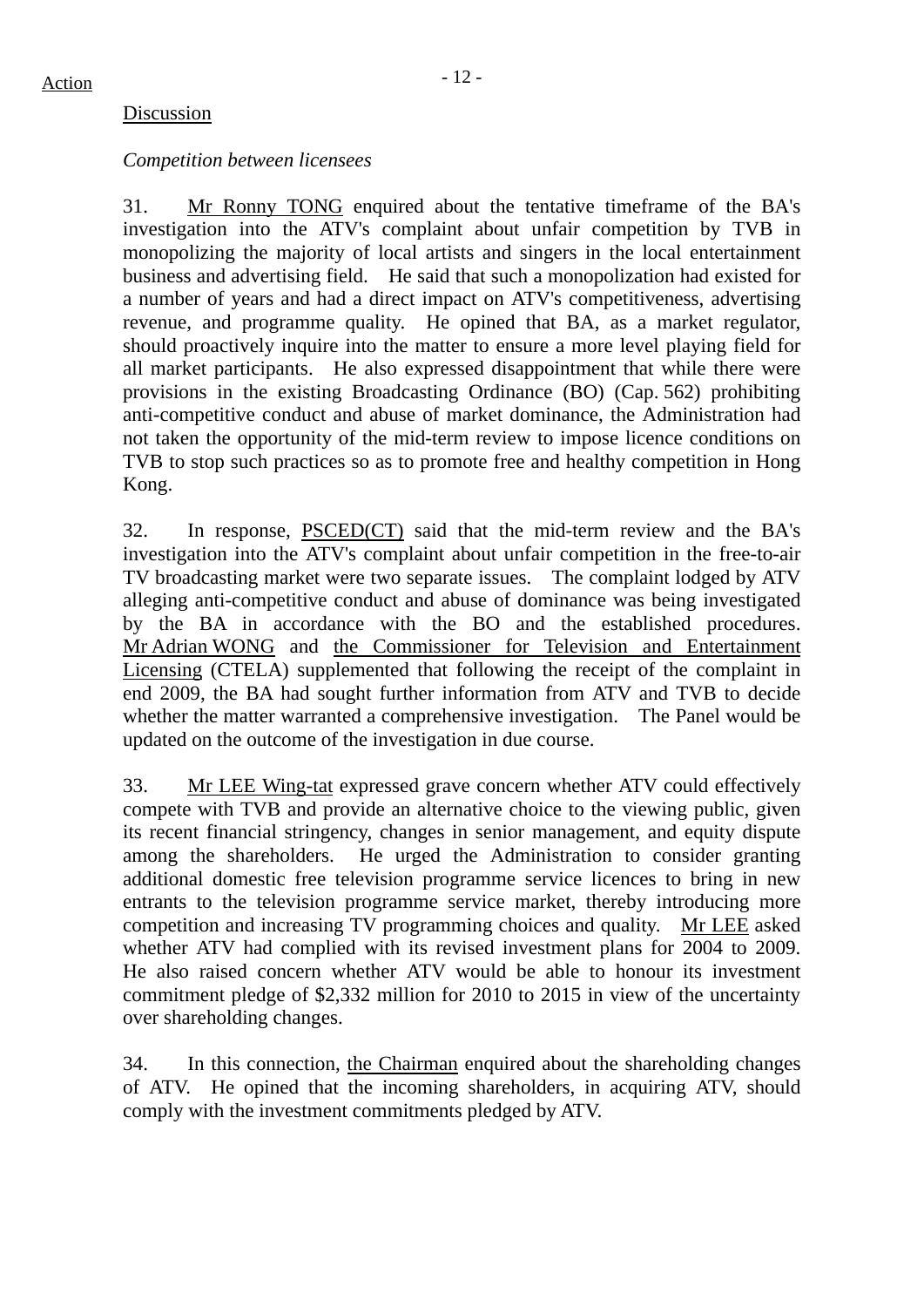Action

Discussion

*Competition between licensees*

31. Mr Ronny TONG enquired about the tentative timeframe of the BA's investigation into the ATV's complaint about unfair competition by TVB in monopolizing the majority of local artists and singers in the local entertainment business and advertising field. He said that such a monopolization had existed for a number of years and had a direct impact on ATV's competitiveness, advertising revenue, and programme quality. He opined that BA, as a market regulator, should proactively inquire into the matter to ensure a more level playing field for all market participants. He also expressed disappointment that while there were provisions in the existing Broadcasting Ordinance (BO) (Cap. 562) prohibiting anti-competitive conduct and abuse of market dominance, the Administration had not taken the opportunity of the mid-term review to impose licence conditions on TVB to stop such practices so as to promote free and healthy competition in Hong Kong.

32. In response, PSCED(CT) said that the mid-term review and the BA's investigation into the ATV's complaint about unfair competition in the free-to-air TV broadcasting market were two separate issues. The complaint lodged by ATV alleging anti-competitive conduct and abuse of dominance was being investigated by the BA in accordance with the BO and the established procedures. Mr Adrian WONG and the Commissioner for Television and Entertainment Licensing (CTELA) supplemented that following the receipt of the complaint in end 2009, the BA had sought further information from ATV and TVB to decide whether the matter warranted a comprehensive investigation. The Panel would be updated on the outcome of the investigation in due course.

33. Mr LEE Wing-tat expressed grave concern whether ATV could effectively compete with TVB and provide an alternative choice to the viewing public, given its recent financial stringency, changes in senior management, and equity dispute among the shareholders. He urged the Administration to consider granting additional domestic free television programme service licences to bring in new entrants to the television programme service market, thereby introducing more competition and increasing TV programming choices and quality. Mr LEE asked whether ATV had complied with its revised investment plans for 2004 to 2009. He also raised concern whether ATV would be able to honour its investment commitment pledge of $2,332 million for 2010 to 2015 in view of the uncertainty over shareholding changes.

34. In this connection, the Chairman enquired about the shareholding changes of ATV. He opined that the incoming shareholders, in acquiring ATV, should comply with the investment commitments pledged by ATV.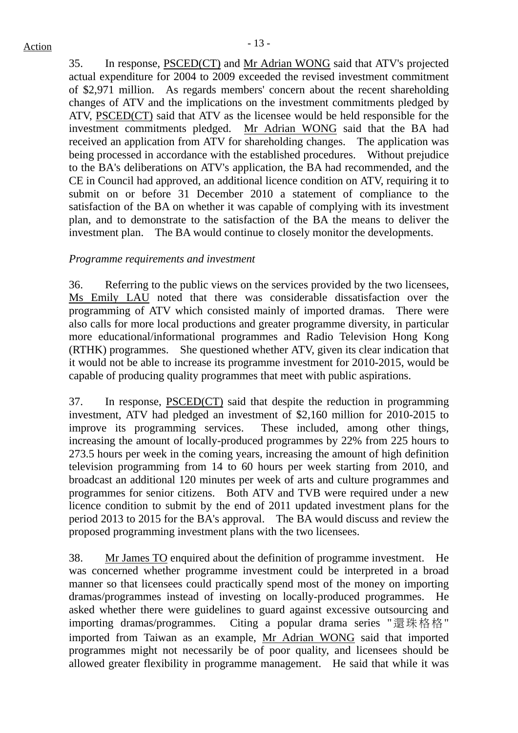35. In response, PSCED(CT) and Mr Adrian WONG said that ATV's projected actual expenditure for 2004 to 2009 exceeded the revised investment commitment of $2,971 million. As regards members' concern about the recent shareholding changes of ATV and the implications on the investment commitments pledged by ATV, PSCED(CT) said that ATV as the licensee would be held responsible for the investment commitments pledged. Mr Adrian WONG said that the BA had received an application from ATV for shareholding changes. The application was being processed in accordance with the established procedures. Without prejudice to the BA's deliberations on ATV's application, the BA had recommended, and the CE in Council had approved, an additional licence condition on ATV, requiring it to submit on or before 31 December 2010 a statement of compliance to the satisfaction of the BA on whether it was capable of complying with its investment plan, and to demonstrate to the satisfaction of the BA the means to deliver the investment plan. The BA would continue to closely monitor the developments.

*Programme requirements and investment*

36. Referring to the public views on the services provided by the two licensees, Ms Emily LAU noted that there was considerable dissatisfaction over the programming of ATV which consisted mainly of imported dramas. There were also calls for more local productions and greater programme diversity, in particular more educational/informational programmes and Radio Television Hong Kong (RTHK) programmes. She questioned whether ATV, given its clear indication that it would not be able to increase its programme investment for 2010-2015, would be capable of producing quality programmes that meet with public aspirations.

37. In response, PSCED(CT) said that despite the reduction in programming investment, ATV had pledged an investment of $2,160 million for 2010-2015 to improve its programming services. These included, among other things, increasing the amount of locally-produced programmes by 22% from 225 hours to 273.5 hours per week in the coming years, increasing the amount of high definition television programming from 14 to 60 hours per week starting from 2010, and broadcast an additional 120 minutes per week of arts and culture programmes and programmes for senior citizens. Both ATV and TVB were required under a new licence condition to submit by the end of 2011 updated investment plans for the period 2013 to 2015 for the BA's approval. The BA would discuss and review the proposed programming investment plans with the two licensees.

38. Mr James TO enquired about the definition of programme investment. He was concerned whether programme investment could be interpreted in a broad manner so that licensees could practically spend most of the money on importing dramas/programmes instead of investing on locally-produced programmes. He asked whether there were guidelines to guard against excessive outsourcing and importing dramas/programmes. Citing a popular drama series "還珠格格" imported from Taiwan as an example, Mr Adrian WONG said that imported programmes might not necessarily be of poor quality, and licensees should be allowed greater flexibility in programme management. He said that while it was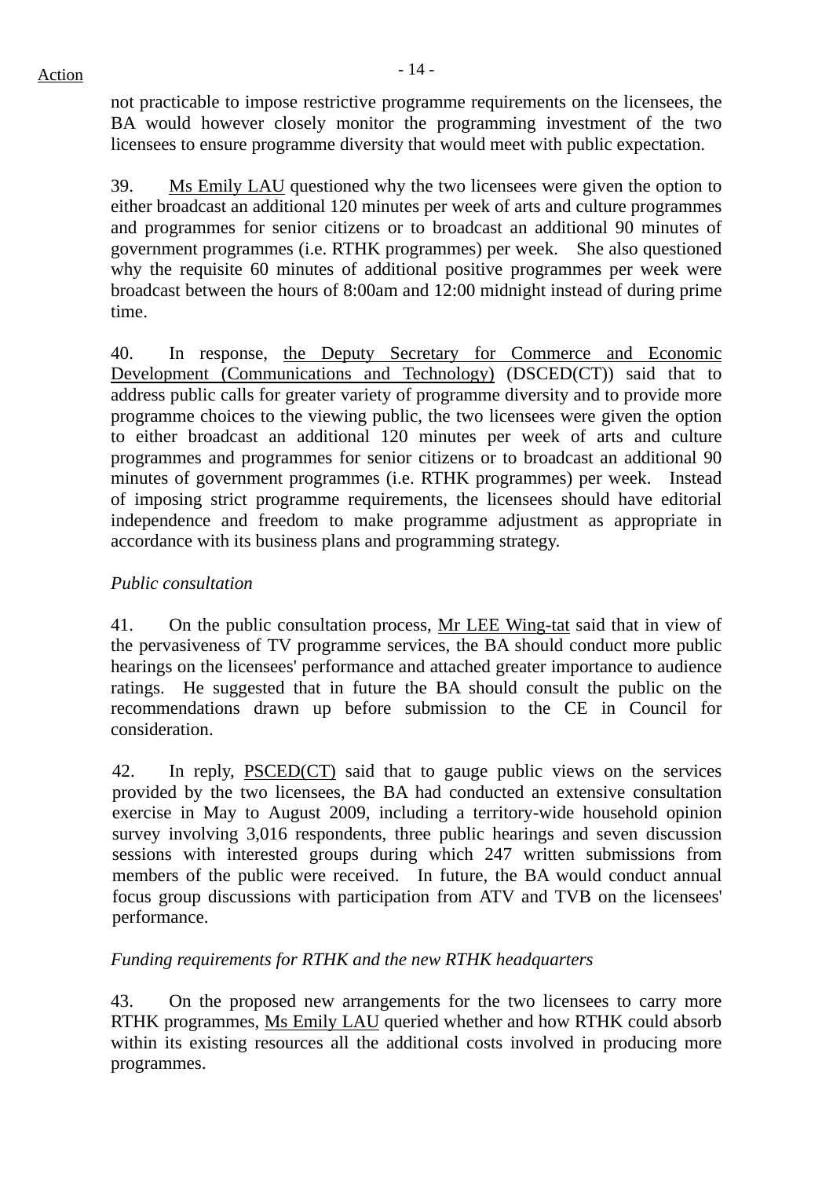not practicable to impose restrictive programme requirements on the licensees, the BA would however closely monitor the programming investment of the two licensees to ensure programme diversity that would meet with public expectation.

39. Ms Emily LAU questioned why the two licensees were given the option to either broadcast an additional 120 minutes per week of arts and culture programmes and programmes for senior citizens or to broadcast an additional 90 minutes of government programmes (i.e. RTHK programmes) per week. She also questioned why the requisite 60 minutes of additional positive programmes per week were broadcast between the hours of 8:00am and 12:00 midnight instead of during prime time.

40. In response, the Deputy Secretary for Commerce and Economic Development (Communications and Technology) (DSCED(CT)) said that to address public calls for greater variety of programme diversity and to provide more programme choices to the viewing public, the two licensees were given the option to either broadcast an additional 120 minutes per week of arts and culture programmes and programmes for senior citizens or to broadcast an additional 90 minutes of government programmes (i.e. RTHK programmes) per week. Instead of imposing strict programme requirements, the licensees should have editorial independence and freedom to make programme adjustment as appropriate in accordance with its business plans and programming strategy.

*Public consultation*

41. On the public consultation process, Mr LEE Wing-tat said that in view of the pervasiveness of TV programme services, the BA should conduct more public hearings on the licensees' performance and attached greater importance to audience ratings. He suggested that in future the BA should consult the public on the recommendations drawn up before submission to the CE in Council for consideration.

42. In reply, PSCED(CT) said that to gauge public views on the services provided by the two licensees, the BA had conducted an extensive consultation exercise in May to August 2009, including a territory-wide household opinion survey involving 3,016 respondents, three public hearings and seven discussion sessions with interested groups during which 247 written submissions from members of the public were received. In future, the BA would conduct annual focus group discussions with participation from ATV and TVB on the licensees' performance.

*Funding requirements for RTHK and the new RTHK headquarters*

43. On the proposed new arrangements for the two licensees to carry more RTHK programmes, Ms Emily LAU queried whether and how RTHK could absorb within its existing resources all the additional costs involved in producing more programmes.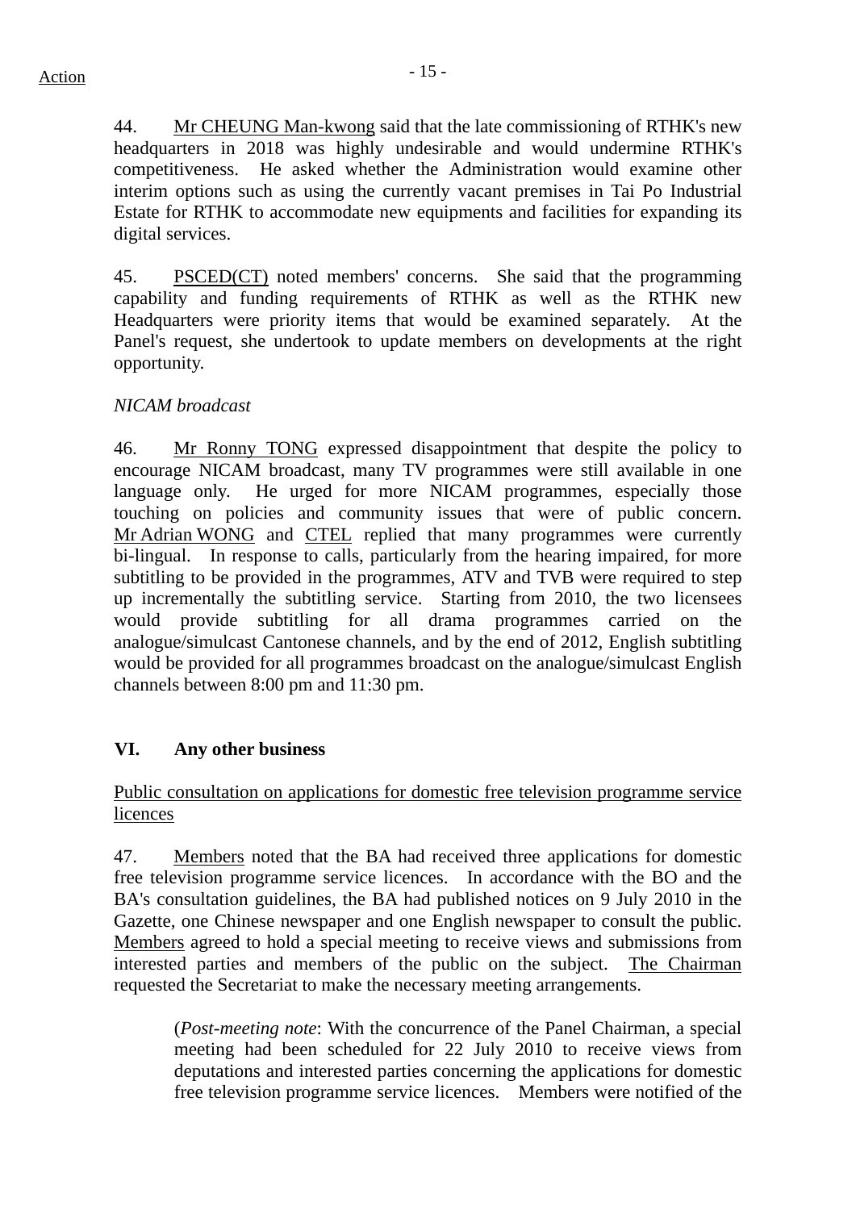44. Mr CHEUNG Man-kwong said that the late commissioning of RTHK's new headquarters in 2018 was highly undesirable and would undermine RTHK's competitiveness. He asked whether the Administration would examine other interim options such as using the currently vacant premises in Tai Po Industrial Estate for RTHK to accommodate new equipments and facilities for expanding its digital services.

45. PSCED(CT) noted members' concerns. She said that the programming capability and funding requirements of RTHK as well as the RTHK new Headquarters were priority items that would be examined separately. At the Panel's request, she undertook to update members on developments at the right opportunity.

*NICAM broadcast*

46. Mr Ronny TONG expressed disappointment that despite the policy to encourage NICAM broadcast, many TV programmes were still available in one language only. He urged for more NICAM programmes, especially those touching on policies and community issues that were of public concern. Mr Adrian WONG and CTEL replied that many programmes were currently bi-lingual. In response to calls, particularly from the hearing impaired, for more subtitling to be provided in the programmes, ATV and TVB were required to step up incrementally the subtitling service. Starting from 2010, the two licensees would provide subtitling for all drama programmes carried on the analogue/simulcast Cantonese channels, and by the end of 2012, English subtitling would be provided for all programmes broadcast on the analogue/simulcast English channels between 8:00 pm and 11:30 pm.

## VI. Any other business

Public consultation on applications for domestic free television programme service licences

47. Members noted that the BA had received three applications for domestic free television programme service licences. In accordance with the BO and the BA's consultation guidelines, the BA had published notices on 9 July 2010 in the Gazette, one Chinese newspaper and one English newspaper to consult the public. Members agreed to hold a special meeting to receive views and submissions from interested parties and members of the public on the subject. The Chairman requested the Secretariat to make the necessary meeting arrangements.

> (*Post-meeting note*: With the concurrence of the Panel Chairman, a special meeting had been scheduled for 22 July 2010 to receive views from deputations and interested parties concerning the applications for domestic free television programme service licences. Members were notified of the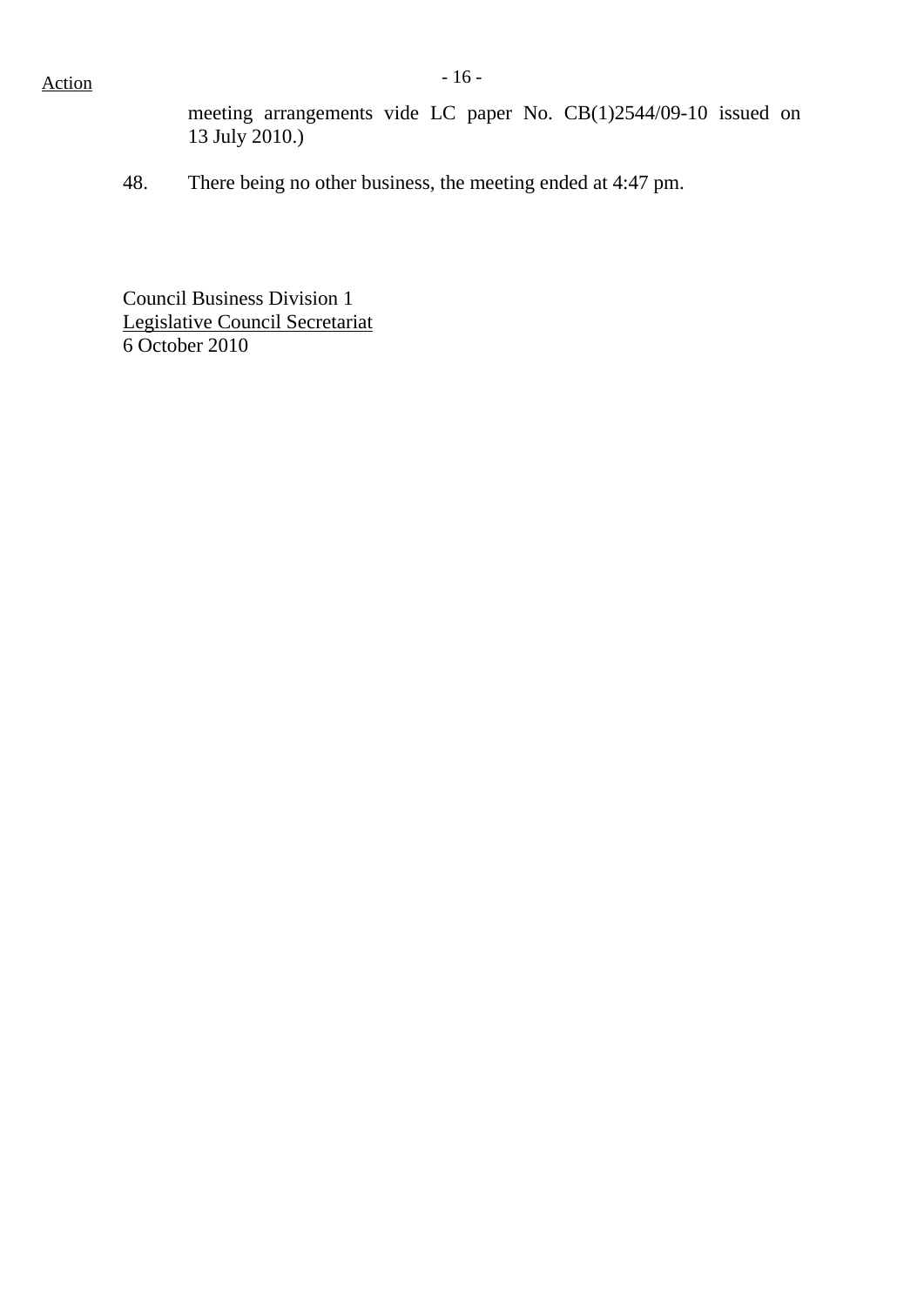Action

meeting arrangements vide LC paper No. CB(1)2544/09-10 issued on 13 July 2010.)

48. There being no other business, the meeting ended at 4:47 pm.

Council Business Division 1
Legislative Council Secretariat
6 October 2010